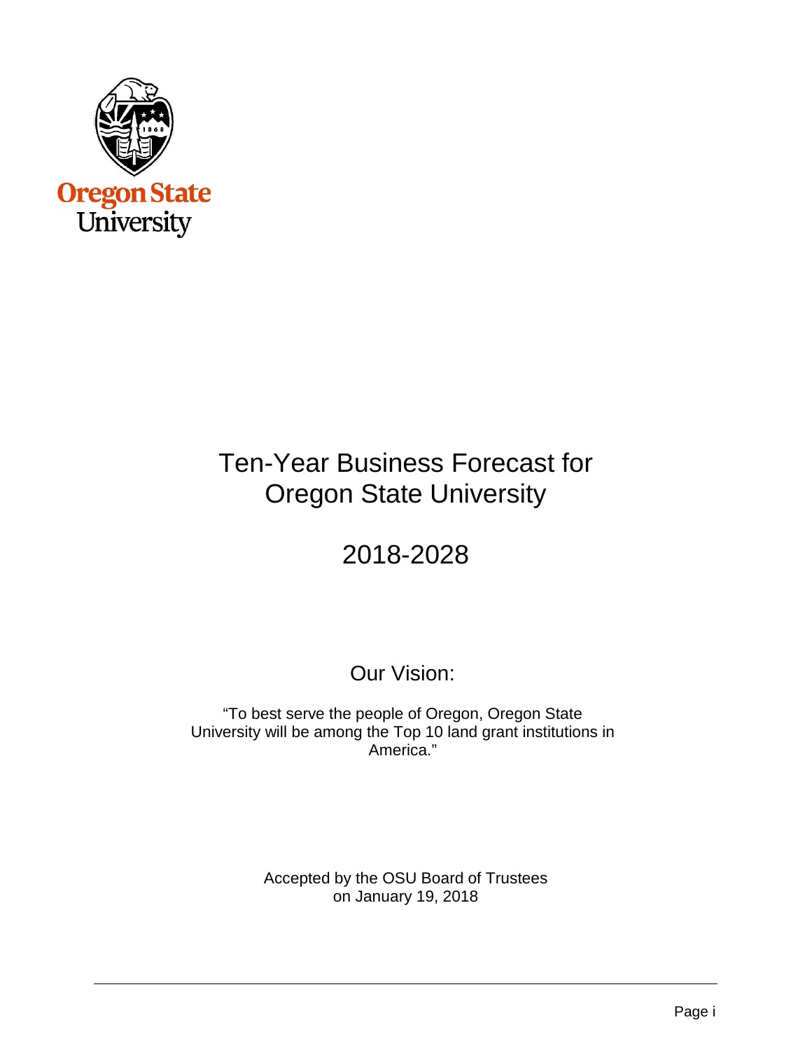Oregon State University

# Ten-Year Business Forecast for Oregon State University

# 2018-2028

## Our Vision:

"To best serve the people of Oregon, Oregon State University will be among the Top 10 land grant institutions in America."

Accepted by the OSU Board of Trustees on January 19, 2018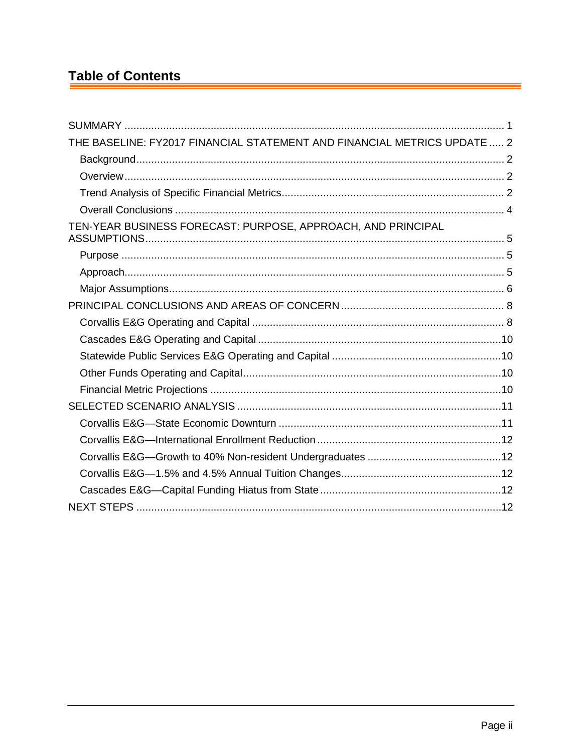# Table of Contents

- SUMMARY ..... 1
- THE BASELINE: FY2017 FINANCIAL STATEMENT AND FINANCIAL METRICS UPDATE ..... 2
  - Background ..... 2
  - Overview ..... 2
  - Trend Analysis of Specific Financial Metrics ..... 2
  - Overall Conclusions ..... 4
- TEN-YEAR BUSINESS FORECAST: PURPOSE, APPROACH, AND PRINCIPAL ASSUMPTIONS ..... 5
  - Purpose ..... 5
  - Approach ..... 5
  - Major Assumptions ..... 6
- PRINCIPAL CONCLUSIONS AND AREAS OF CONCERN ..... 8
  - Corvallis E&G Operating and Capital ..... 8
  - Cascades E&G Operating and Capital ..... 10
  - Statewide Public Services E&G Operating and Capital ..... 10
  - Other Funds Operating and Capital ..... 10
  - Financial Metric Projections ..... 10
- SELECTED SCENARIO ANALYSIS ..... 11
  - Corvallis E&G—State Economic Downturn ..... 11
  - Corvallis E&G—International Enrollment Reduction ..... 12
  - Corvallis E&G—Growth to 40% Non-resident Undergraduates ..... 12
  - Corvallis E&G—1.5% and 4.5% Annual Tuition Changes ..... 12
  - Cascades E&G—Capital Funding Hiatus from State ..... 12
- NEXT STEPS ..... 12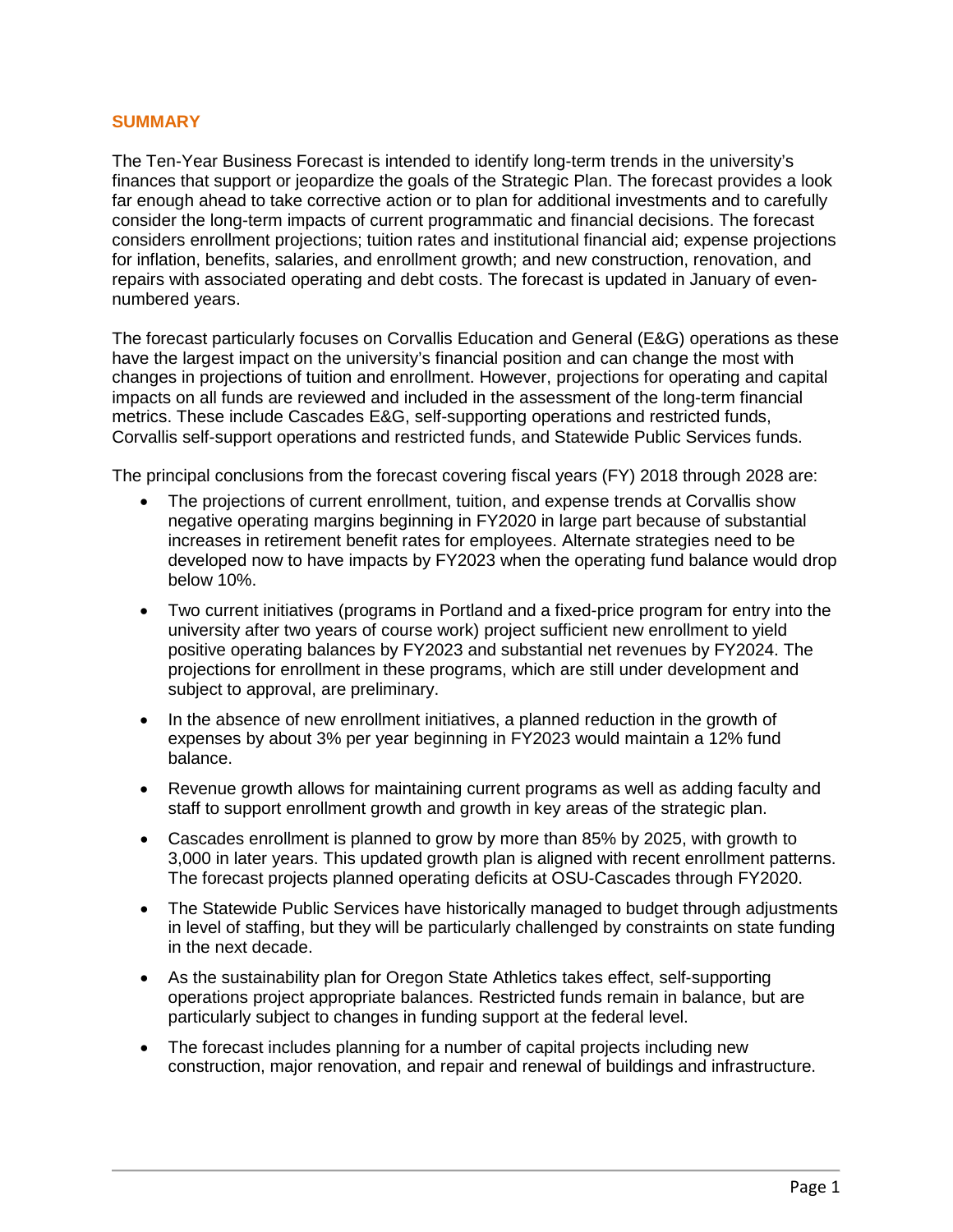## SUMMARY

The Ten-Year Business Forecast is intended to identify long-term trends in the university's finances that support or jeopardize the goals of the Strategic Plan. The forecast provides a look far enough ahead to take corrective action or to plan for additional investments and to carefully consider the long-term impacts of current programmatic and financial decisions. The forecast considers enrollment projections; tuition rates and institutional financial aid; expense projections for inflation, benefits, salaries, and enrollment growth; and new construction, renovation, and repairs with associated operating and debt costs. The forecast is updated in January of even-numbered years.

The forecast particularly focuses on Corvallis Education and General (E&G) operations as these have the largest impact on the university's financial position and can change the most with changes in projections of tuition and enrollment. However, projections for operating and capital impacts on all funds are reviewed and included in the assessment of the long-term financial metrics. These include Cascades E&G, self-supporting operations and restricted funds, Corvallis self-support operations and restricted funds, and Statewide Public Services funds.

The principal conclusions from the forecast covering fiscal years (FY) 2018 through 2028 are:

- The projections of current enrollment, tuition, and expense trends at Corvallis show negative operating margins beginning in FY2020 in large part because of substantial increases in retirement benefit rates for employees. Alternate strategies need to be developed now to have impacts by FY2023 when the operating fund balance would drop below 10%.
- Two current initiatives (programs in Portland and a fixed-price program for entry into the university after two years of course work) project sufficient new enrollment to yield positive operating balances by FY2023 and substantial net revenues by FY2024. The projections for enrollment in these programs, which are still under development and subject to approval, are preliminary.
- In the absence of new enrollment initiatives, a planned reduction in the growth of expenses by about 3% per year beginning in FY2023 would maintain a 12% fund balance.
- Revenue growth allows for maintaining current programs as well as adding faculty and staff to support enrollment growth and growth in key areas of the strategic plan.
- Cascades enrollment is planned to grow by more than 85% by 2025, with growth to 3,000 in later years. This updated growth plan is aligned with recent enrollment patterns. The forecast projects planned operating deficits at OSU-Cascades through FY2020.
- The Statewide Public Services have historically managed to budget through adjustments in level of staffing, but they will be particularly challenged by constraints on state funding in the next decade.
- As the sustainability plan for Oregon State Athletics takes effect, self-supporting operations project appropriate balances. Restricted funds remain in balance, but are particularly subject to changes in funding support at the federal level.
- The forecast includes planning for a number of capital projects including new construction, major renovation, and repair and renewal of buildings and infrastructure.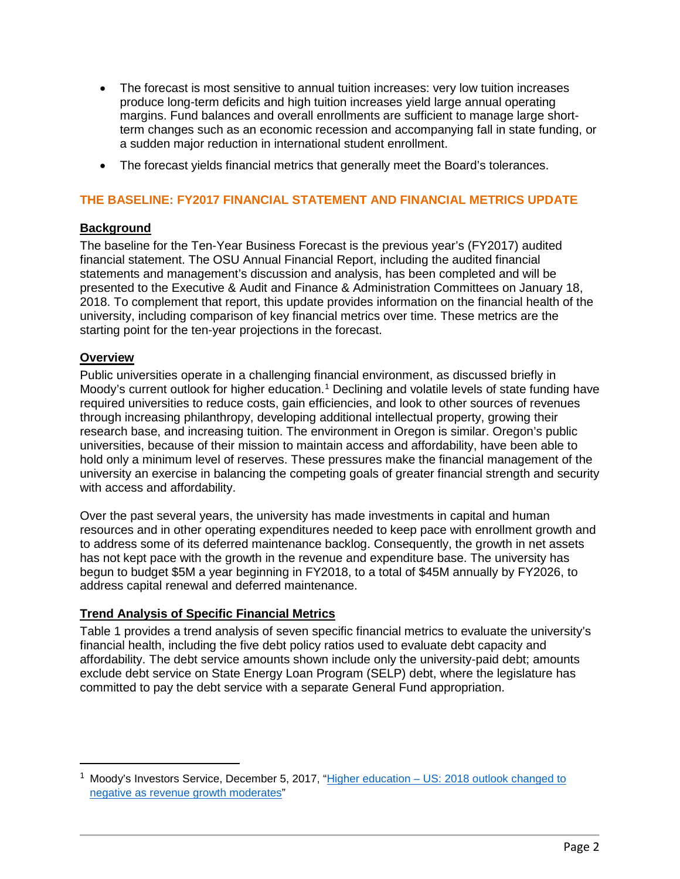- The forecast is most sensitive to annual tuition increases: very low tuition increases produce long-term deficits and high tuition increases yield large annual operating margins. Fund balances and overall enrollments are sufficient to manage large short-term changes such as an economic recession and accompanying fall in state funding, or a sudden major reduction in international student enrollment.
- The forecast yields financial metrics that generally meet the Board's tolerances.

## THE BASELINE: FY2017 FINANCIAL STATEMENT AND FINANCIAL METRICS UPDATE

### Background

The baseline for the Ten-Year Business Forecast is the previous year's (FY2017) audited financial statement. The OSU Annual Financial Report, including the audited financial statements and management's discussion and analysis, has been completed and will be presented to the Executive & Audit and Finance & Administration Committees on January 18, 2018. To complement that report, this update provides information on the financial health of the university, including comparison of key financial metrics over time. These metrics are the starting point for the ten-year projections in the forecast.

### Overview

Public universities operate in a challenging financial environment, as discussed briefly in Moody's current outlook for higher education.[1] Declining and volatile levels of state funding have required universities to reduce costs, gain efficiencies, and look to other sources of revenues through increasing philanthropy, developing additional intellectual property, growing their research base, and increasing tuition. The environment in Oregon is similar. Oregon's public universities, because of their mission to maintain access and affordability, have been able to hold only a minimum level of reserves. These pressures make the financial management of the university an exercise in balancing the competing goals of greater financial strength and security with access and affordability.

Over the past several years, the university has made investments in capital and human resources and in other operating expenditures needed to keep pace with enrollment growth and to address some of its deferred maintenance backlog. Consequently, the growth in net assets has not kept pace with the growth in the revenue and expenditure base. The university has begun to budget $5M a year beginning in FY2018, to a total of $45M annually by FY2026, to address capital renewal and deferred maintenance.

### Trend Analysis of Specific Financial Metrics

Table 1 provides a trend analysis of seven specific financial metrics to evaluate the university's financial health, including the five debt policy ratios used to evaluate debt capacity and affordability. The debt service amounts shown include only the university-paid debt; amounts exclude debt service on State Energy Loan Program (SELP) debt, where the legislature has committed to pay the debt service with a separate General Fund appropriation.

---

[1] Moody's Investors Service, December 5, 2017, "Higher education – US: 2018 outlook changed to negative as revenue growth moderates"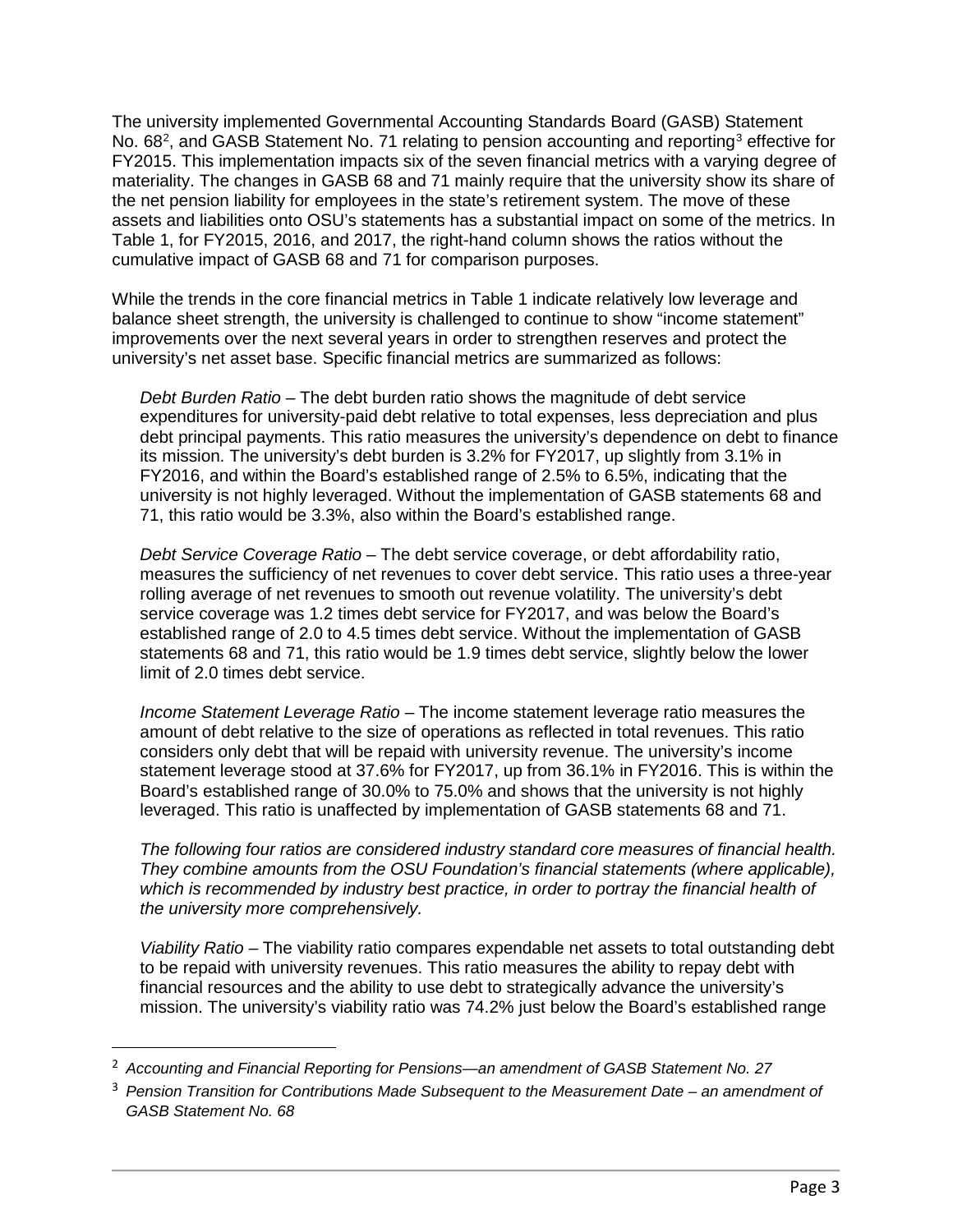The university implemented Governmental Accounting Standards Board (GASB) Statement No. 68[2], and GASB Statement No. 71 relating to pension accounting and reporting[3] effective for FY2015. This implementation impacts six of the seven financial metrics with a varying degree of materiality. The changes in GASB 68 and 71 mainly require that the university show its share of the net pension liability for employees in the state's retirement system. The move of these assets and liabilities onto OSU's statements has a substantial impact on some of the metrics. In Table 1, for FY2015, 2016, and 2017, the right-hand column shows the ratios without the cumulative impact of GASB 68 and 71 for comparison purposes.

While the trends in the core financial metrics in Table 1 indicate relatively low leverage and balance sheet strength, the university is challenged to continue to show "income statement" improvements over the next several years in order to strengthen reserves and protect the university's net asset base. Specific financial metrics are summarized as follows:

*Debt Burden Ratio* – The debt burden ratio shows the magnitude of debt service expenditures for university-paid debt relative to total expenses, less depreciation and plus debt principal payments. This ratio measures the university's dependence on debt to finance its mission. The university's debt burden is 3.2% for FY2017, up slightly from 3.1% in FY2016, and within the Board's established range of 2.5% to 6.5%, indicating that the university is not highly leveraged. Without the implementation of GASB statements 68 and 71, this ratio would be 3.3%, also within the Board's established range.

*Debt Service Coverage Ratio* – The debt service coverage, or debt affordability ratio, measures the sufficiency of net revenues to cover debt service. This ratio uses a three-year rolling average of net revenues to smooth out revenue volatility. The university's debt service coverage was 1.2 times debt service for FY2017, and was below the Board's established range of 2.0 to 4.5 times debt service. Without the implementation of GASB statements 68 and 71, this ratio would be 1.9 times debt service, slightly below the lower limit of 2.0 times debt service.

*Income Statement Leverage Ratio* – The income statement leverage ratio measures the amount of debt relative to the size of operations as reflected in total revenues. This ratio considers only debt that will be repaid with university revenue. The university's income statement leverage stood at 37.6% for FY2017, up from 36.1% in FY2016. This is within the Board's established range of 30.0% to 75.0% and shows that the university is not highly leveraged. This ratio is unaffected by implementation of GASB statements 68 and 71.

*The following four ratios are considered industry standard core measures of financial health. They combine amounts from the OSU Foundation's financial statements (where applicable), which is recommended by industry best practice, in order to portray the financial health of the university more comprehensively.*

*Viability Ratio* – The viability ratio compares expendable net assets to total outstanding debt to be repaid with university revenues. This ratio measures the ability to repay debt with financial resources and the ability to use debt to strategically advance the university's mission. The university's viability ratio was 74.2% just below the Board's established range

---

[2] *Accounting and Financial Reporting for Pensions—an amendment of GASB Statement No. 27*

[3] *Pension Transition for Contributions Made Subsequent to the Measurement Date – an amendment of GASB Statement No. 68*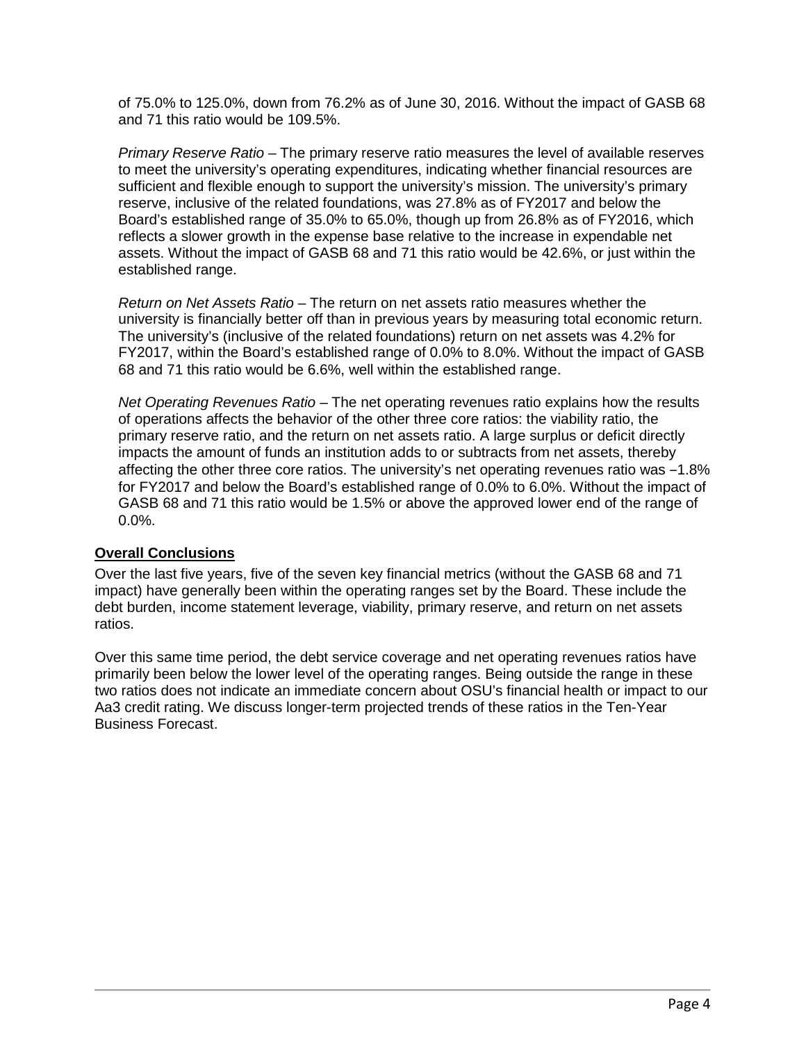of 75.0% to 125.0%, down from 76.2% as of June 30, 2016. Without the impact of GASB 68 and 71 this ratio would be 109.5%.

*Primary Reserve Ratio* – The primary reserve ratio measures the level of available reserves to meet the university's operating expenditures, indicating whether financial resources are sufficient and flexible enough to support the university's mission. The university's primary reserve, inclusive of the related foundations, was 27.8% as of FY2017 and below the Board's established range of 35.0% to 65.0%, though up from 26.8% as of FY2016, which reflects a slower growth in the expense base relative to the increase in expendable net assets. Without the impact of GASB 68 and 71 this ratio would be 42.6%, or just within the established range.

*Return on Net Assets Ratio* – The return on net assets ratio measures whether the university is financially better off than in previous years by measuring total economic return. The university's (inclusive of the related foundations) return on net assets was 4.2% for FY2017, within the Board's established range of 0.0% to 8.0%. Without the impact of GASB 68 and 71 this ratio would be 6.6%, well within the established range.

*Net Operating Revenues Ratio* – The net operating revenues ratio explains how the results of operations affects the behavior of the other three core ratios: the viability ratio, the primary reserve ratio, and the return on net assets ratio. A large surplus or deficit directly impacts the amount of funds an institution adds to or subtracts from net assets, thereby affecting the other three core ratios. The university's net operating revenues ratio was −1.8% for FY2017 and below the Board's established range of 0.0% to 6.0%. Without the impact of GASB 68 and 71 this ratio would be 1.5% or above the approved lower end of the range of 0.0%.

**Overall Conclusions**

Over the last five years, five of the seven key financial metrics (without the GASB 68 and 71 impact) have generally been within the operating ranges set by the Board. These include the debt burden, income statement leverage, viability, primary reserve, and return on net assets ratios.

Over this same time period, the debt service coverage and net operating revenues ratios have primarily been below the lower level of the operating ranges. Being outside the range in these two ratios does not indicate an immediate concern about OSU's financial health or impact to our Aa3 credit rating. We discuss longer-term projected trends of these ratios in the Ten-Year Business Forecast.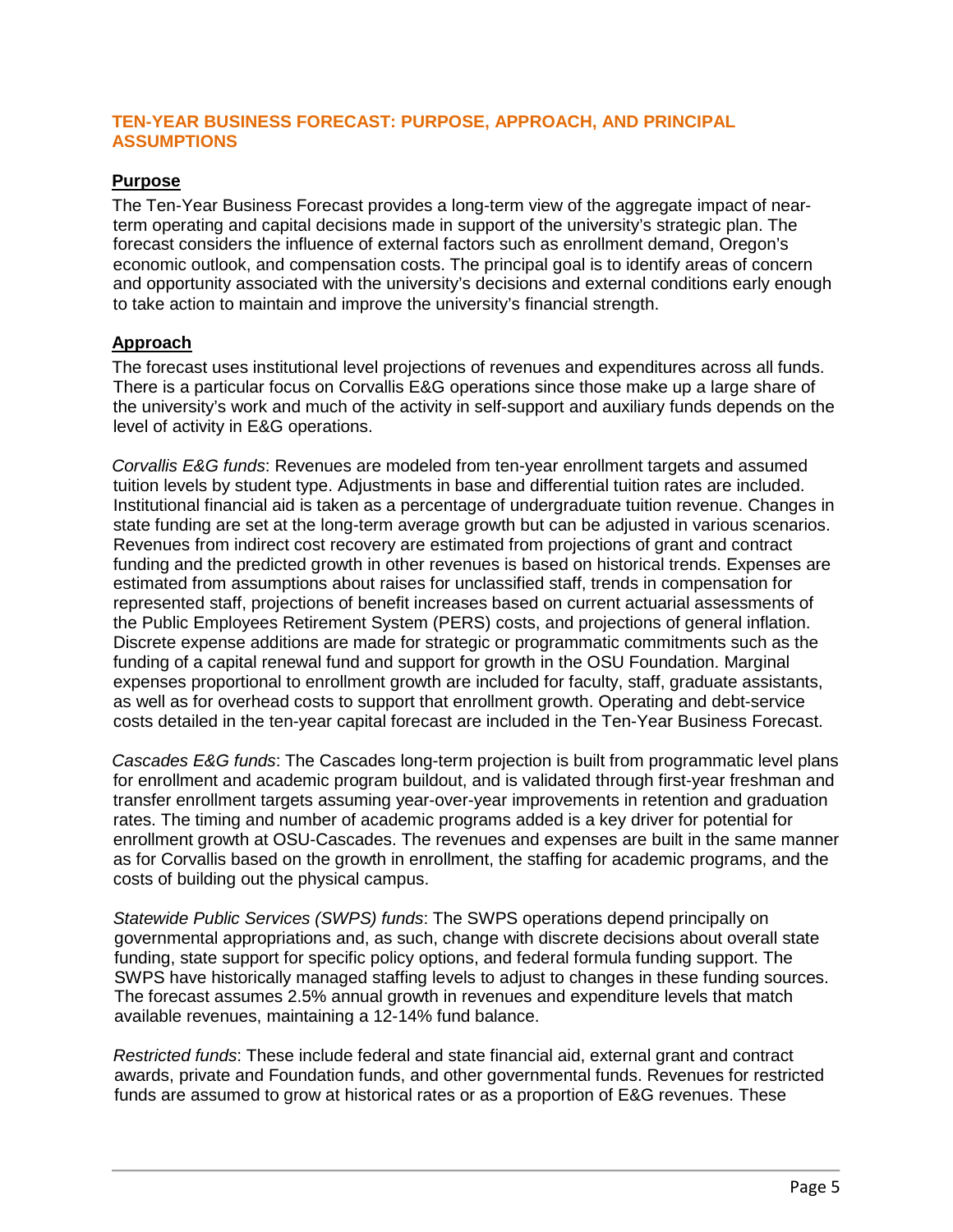## TEN-YEAR BUSINESS FORECAST: PURPOSE, APPROACH, AND PRINCIPAL ASSUMPTIONS

### Purpose

The Ten-Year Business Forecast provides a long-term view of the aggregate impact of near-term operating and capital decisions made in support of the university's strategic plan. The forecast considers the influence of external factors such as enrollment demand, Oregon's economic outlook, and compensation costs. The principal goal is to identify areas of concern and opportunity associated with the university's decisions and external conditions early enough to take action to maintain and improve the university's financial strength.

### Approach

The forecast uses institutional level projections of revenues and expenditures across all funds. There is a particular focus on Corvallis E&G operations since those make up a large share of the university's work and much of the activity in self-support and auxiliary funds depends on the level of activity in E&G operations.

*Corvallis E&G funds*: Revenues are modeled from ten-year enrollment targets and assumed tuition levels by student type. Adjustments in base and differential tuition rates are included. Institutional financial aid is taken as a percentage of undergraduate tuition revenue. Changes in state funding are set at the long-term average growth but can be adjusted in various scenarios. Revenues from indirect cost recovery are estimated from projections of grant and contract funding and the predicted growth in other revenues is based on historical trends. Expenses are estimated from assumptions about raises for unclassified staff, trends in compensation for represented staff, projections of benefit increases based on current actuarial assessments of the Public Employees Retirement System (PERS) costs, and projections of general inflation. Discrete expense additions are made for strategic or programmatic commitments such as the funding of a capital renewal fund and support for growth in the OSU Foundation. Marginal expenses proportional to enrollment growth are included for faculty, staff, graduate assistants, as well as for overhead costs to support that enrollment growth. Operating and debt-service costs detailed in the ten-year capital forecast are included in the Ten-Year Business Forecast.

*Cascades E&G funds*: The Cascades long-term projection is built from programmatic level plans for enrollment and academic program buildout, and is validated through first-year freshman and transfer enrollment targets assuming year-over-year improvements in retention and graduation rates. The timing and number of academic programs added is a key driver for potential for enrollment growth at OSU-Cascades. The revenues and expenses are built in the same manner as for Corvallis based on the growth in enrollment, the staffing for academic programs, and the costs of building out the physical campus.

*Statewide Public Services (SWPS) funds*: The SWPS operations depend principally on governmental appropriations and, as such, change with discrete decisions about overall state funding, state support for specific policy options, and federal formula funding support. The SWPS have historically managed staffing levels to adjust to changes in these funding sources. The forecast assumes 2.5% annual growth in revenues and expenditure levels that match available revenues, maintaining a 12-14% fund balance.

*Restricted funds*: These include federal and state financial aid, external grant and contract awards, private and Foundation funds, and other governmental funds. Revenues for restricted funds are assumed to grow at historical rates or as a proportion of E&G revenues. These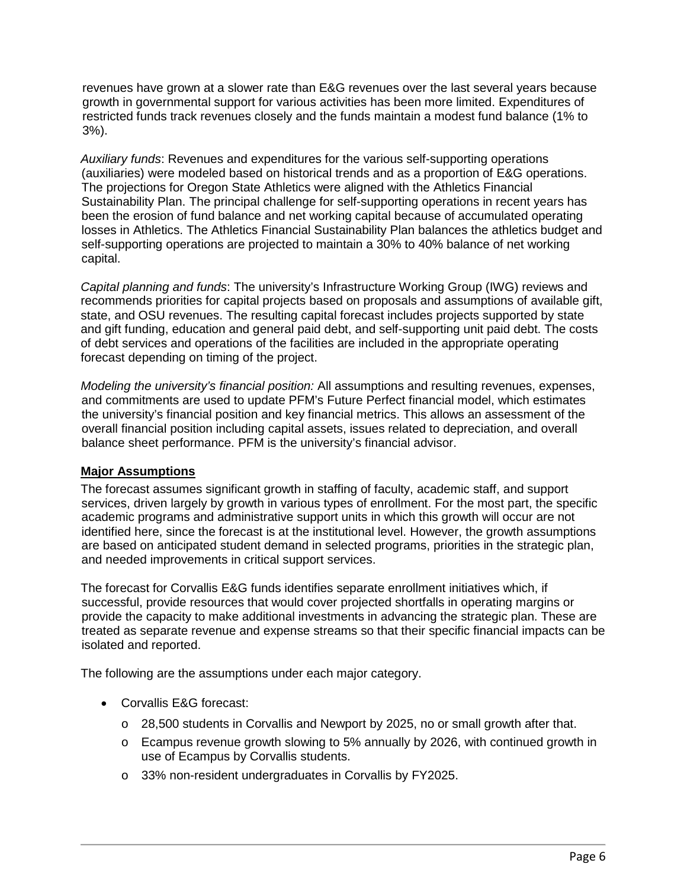revenues have grown at a slower rate than E&G revenues over the last several years because growth in governmental support for various activities has been more limited. Expenditures of restricted funds track revenues closely and the funds maintain a modest fund balance (1% to 3%).

*Auxiliary funds*: Revenues and expenditures for the various self-supporting operations (auxiliaries) were modeled based on historical trends and as a proportion of E&G operations. The projections for Oregon State Athletics were aligned with the Athletics Financial Sustainability Plan. The principal challenge for self-supporting operations in recent years has been the erosion of fund balance and net working capital because of accumulated operating losses in Athletics. The Athletics Financial Sustainability Plan balances the athletics budget and self-supporting operations are projected to maintain a 30% to 40% balance of net working capital.

*Capital planning and funds*: The university's Infrastructure Working Group (IWG) reviews and recommends priorities for capital projects based on proposals and assumptions of available gift, state, and OSU revenues. The resulting capital forecast includes projects supported by state and gift funding, education and general paid debt, and self-supporting unit paid debt. The costs of debt services and operations of the facilities are included in the appropriate operating forecast depending on timing of the project.

*Modeling the university's financial position:* All assumptions and resulting revenues, expenses, and commitments are used to update PFM's Future Perfect financial model, which estimates the university's financial position and key financial metrics. This allows an assessment of the overall financial position including capital assets, issues related to depreciation, and overall balance sheet performance. PFM is the university's financial advisor.

**Major Assumptions**

The forecast assumes significant growth in staffing of faculty, academic staff, and support services, driven largely by growth in various types of enrollment. For the most part, the specific academic programs and administrative support units in which this growth will occur are not identified here, since the forecast is at the institutional level. However, the growth assumptions are based on anticipated student demand in selected programs, priorities in the strategic plan, and needed improvements in critical support services.

The forecast for Corvallis E&G funds identifies separate enrollment initiatives which, if successful, provide resources that would cover projected shortfalls in operating margins or provide the capacity to make additional investments in advancing the strategic plan. These are treated as separate revenue and expense streams so that their specific financial impacts can be isolated and reported.

The following are the assumptions under each major category.

- Corvallis E&G forecast:
  - 28,500 students in Corvallis and Newport by 2025, no or small growth after that.
  - Ecampus revenue growth slowing to 5% annually by 2026, with continued growth in use of Ecampus by Corvallis students.
  - 33% non-resident undergraduates in Corvallis by FY2025.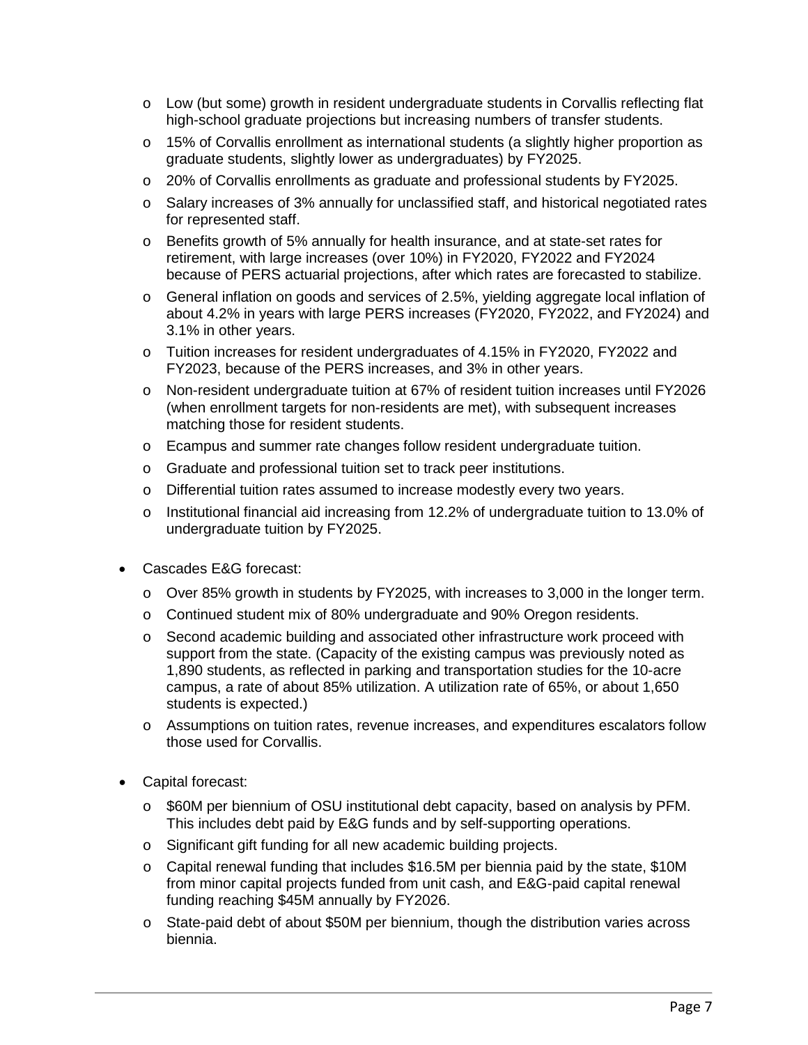- Low (but some) growth in resident undergraduate students in Corvallis reflecting flat high-school graduate projections but increasing numbers of transfer students.
    - 15% of Corvallis enrollment as international students (a slightly higher proportion as graduate students, slightly lower as undergraduates) by FY2025.
    - 20% of Corvallis enrollments as graduate and professional students by FY2025.
    - Salary increases of 3% annually for unclassified staff, and historical negotiated rates for represented staff.
    - Benefits growth of 5% annually for health insurance, and at state-set rates for retirement, with large increases (over 10%) in FY2020, FY2022 and FY2024 because of PERS actuarial projections, after which rates are forecasted to stabilize.
    - General inflation on goods and services of 2.5%, yielding aggregate local inflation of about 4.2% in years with large PERS increases (FY2020, FY2022, and FY2024) and 3.1% in other years.
    - Tuition increases for resident undergraduates of 4.15% in FY2020, FY2022 and FY2023, because of the PERS increases, and 3% in other years.
    - Non-resident undergraduate tuition at 67% of resident tuition increases until FY2026 (when enrollment targets for non-residents are met), with subsequent increases matching those for resident students.
    - Ecampus and summer rate changes follow resident undergraduate tuition.
    - Graduate and professional tuition set to track peer institutions.
    - Differential tuition rates assumed to increase modestly every two years.
    - Institutional financial aid increasing from 12.2% of undergraduate tuition to 13.0% of undergraduate tuition by FY2025.

- Cascades E&G forecast:
    - Over 85% growth in students by FY2025, with increases to 3,000 in the longer term.
    - Continued student mix of 80% undergraduate and 90% Oregon residents.
    - Second academic building and associated other infrastructure work proceed with support from the state. (Capacity of the existing campus was previously noted as 1,890 students, as reflected in parking and transportation studies for the 10-acre campus, a rate of about 85% utilization. A utilization rate of 65%, or about 1,650 students is expected.)
    - Assumptions on tuition rates, revenue increases, and expenditures escalators follow those used for Corvallis.

- Capital forecast:
    - $60M per biennium of OSU institutional debt capacity, based on analysis by PFM. This includes debt paid by E&G funds and by self-supporting operations.
    - Significant gift funding for all new academic building projects.
    - Capital renewal funding that includes $16.5M per biennia paid by the state, $10M from minor capital projects funded from unit cash, and E&G-paid capital renewal funding reaching $45M annually by FY2026.
    - State-paid debt of about $50M per biennium, though the distribution varies across biennia.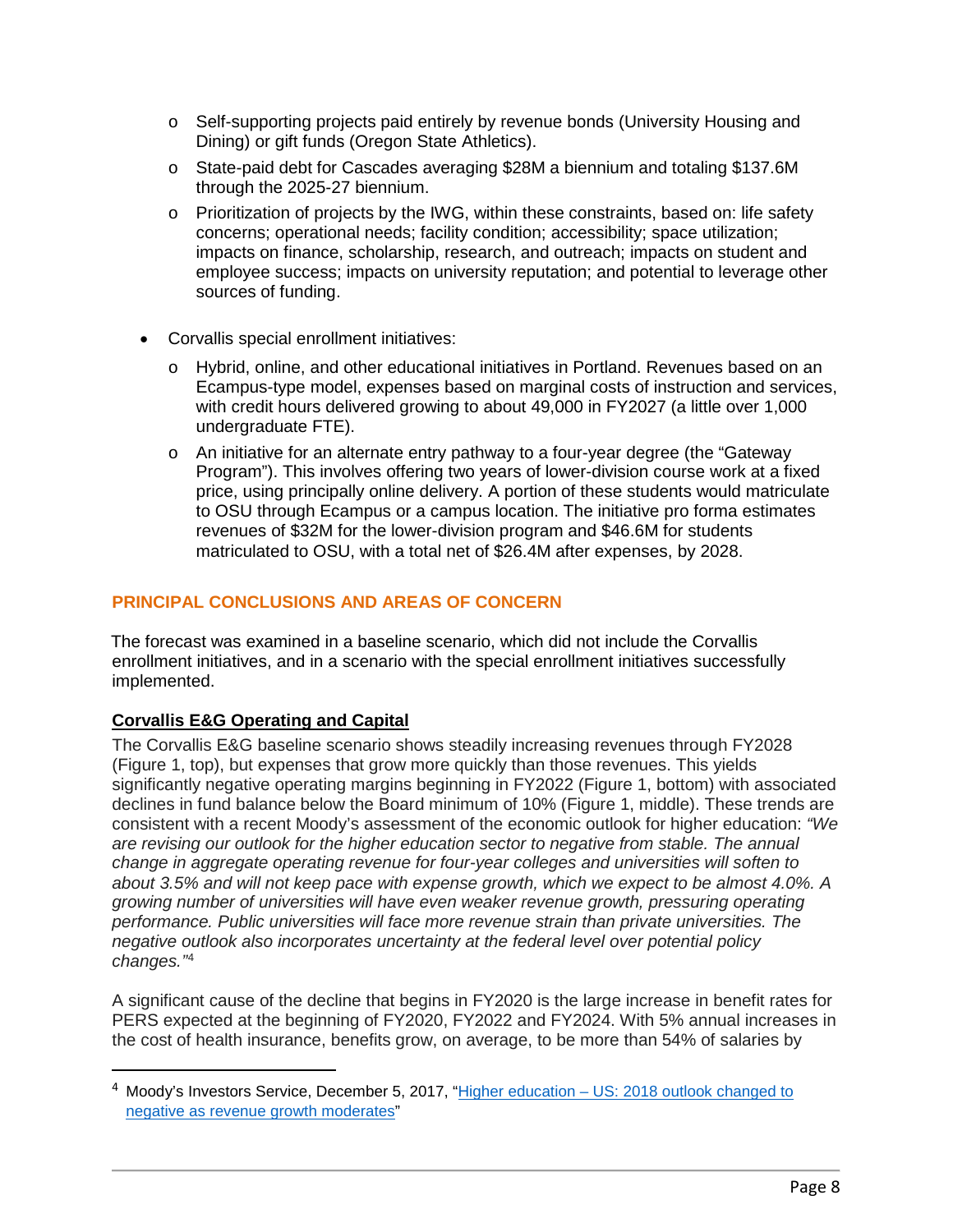- Self-supporting projects paid entirely by revenue bonds (University Housing and Dining) or gift funds (Oregon State Athletics).
  - State-paid debt for Cascades averaging $28M a biennium and totaling $137.6M through the 2025-27 biennium.
  - Prioritization of projects by the IWG, within these constraints, based on: life safety concerns; operational needs; facility condition; accessibility; space utilization; impacts on finance, scholarship, research, and outreach; impacts on student and employee success; impacts on university reputation; and potential to leverage other sources of funding.

- Corvallis special enrollment initiatives:
  - Hybrid, online, and other educational initiatives in Portland. Revenues based on an Ecampus-type model, expenses based on marginal costs of instruction and services, with credit hours delivered growing to about 49,000 in FY2027 (a little over 1,000 undergraduate FTE).
  - An initiative for an alternate entry pathway to a four-year degree (the "Gateway Program"). This involves offering two years of lower-division course work at a fixed price, using principally online delivery. A portion of these students would matriculate to OSU through Ecampus or a campus location. The initiative pro forma estimates revenues of $32M for the lower-division program and $46.6M for students matriculated to OSU, with a total net of $26.4M after expenses, by 2028.

## PRINCIPAL CONCLUSIONS AND AREAS OF CONCERN

The forecast was examined in a baseline scenario, which did not include the Corvallis enrollment initiatives, and in a scenario with the special enrollment initiatives successfully implemented.

### Corvallis E&G Operating and Capital

The Corvallis E&G baseline scenario shows steadily increasing revenues through FY2028 (Figure 1, top), but expenses that grow more quickly than those revenues. This yields significantly negative operating margins beginning in FY2022 (Figure 1, bottom) with associated declines in fund balance below the Board minimum of 10% (Figure 1, middle). These trends are consistent with a recent Moody's assessment of the economic outlook for higher education: *"We are revising our outlook for the higher education sector to negative from stable. The annual change in aggregate operating revenue for four-year colleges and universities will soften to about 3.5% and will not keep pace with expense growth, which we expect to be almost 4.0%. A growing number of universities will have even weaker revenue growth, pressuring operating performance. Public universities will face more revenue strain than private universities. The negative outlook also incorporates uncertainty at the federal level over potential policy changes."*[4]

A significant cause of the decline that begins in FY2020 is the large increase in benefit rates for PERS expected at the beginning of FY2020, FY2022 and FY2024. With 5% annual increases in the cost of health insurance, benefits grow, on average, to be more than 54% of salaries by

[4] Moody's Investors Service, December 5, 2017, "Higher education – US: 2018 outlook changed to negative as revenue growth moderates"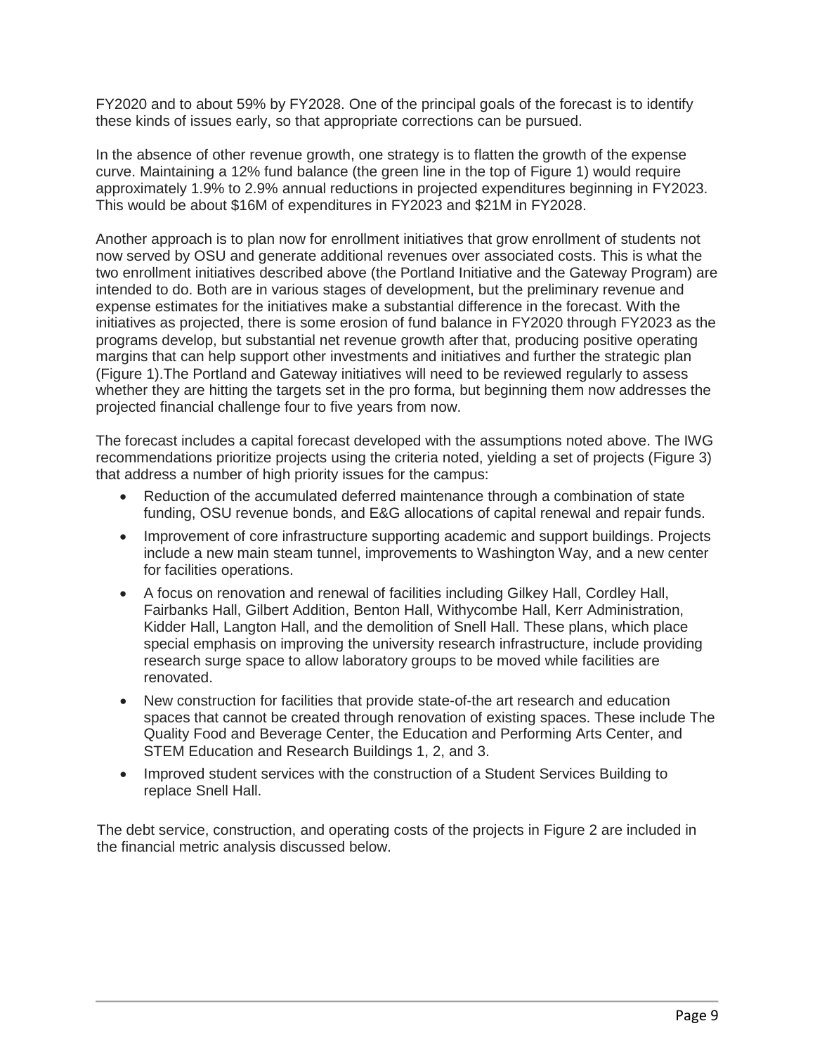FY2020 and to about 59% by FY2028. One of the principal goals of the forecast is to identify these kinds of issues early, so that appropriate corrections can be pursued.

In the absence of other revenue growth, one strategy is to flatten the growth of the expense curve. Maintaining a 12% fund balance (the green line in the top of Figure 1) would require approximately 1.9% to 2.9% annual reductions in projected expenditures beginning in FY2023. This would be about $16M of expenditures in FY2023 and $21M in FY2028.

Another approach is to plan now for enrollment initiatives that grow enrollment of students not now served by OSU and generate additional revenues over associated costs. This is what the two enrollment initiatives described above (the Portland Initiative and the Gateway Program) are intended to do. Both are in various stages of development, but the preliminary revenue and expense estimates for the initiatives make a substantial difference in the forecast. With the initiatives as projected, there is some erosion of fund balance in FY2020 through FY2023 as the programs develop, but substantial net revenue growth after that, producing positive operating margins that can help support other investments and initiatives and further the strategic plan (Figure 1).The Portland and Gateway initiatives will need to be reviewed regularly to assess whether they are hitting the targets set in the pro forma, but beginning them now addresses the projected financial challenge four to five years from now.

The forecast includes a capital forecast developed with the assumptions noted above. The IWG recommendations prioritize projects using the criteria noted, yielding a set of projects (Figure 3) that address a number of high priority issues for the campus:

- Reduction of the accumulated deferred maintenance through a combination of state funding, OSU revenue bonds, and E&G allocations of capital renewal and repair funds.
- Improvement of core infrastructure supporting academic and support buildings. Projects include a new main steam tunnel, improvements to Washington Way, and a new center for facilities operations.
- A focus on renovation and renewal of facilities including Gilkey Hall, Cordley Hall, Fairbanks Hall, Gilbert Addition, Benton Hall, Withycombe Hall, Kerr Administration, Kidder Hall, Langton Hall, and the demolition of Snell Hall. These plans, which place special emphasis on improving the university research infrastructure, include providing research surge space to allow laboratory groups to be moved while facilities are renovated.
- New construction for facilities that provide state-of-the art research and education spaces that cannot be created through renovation of existing spaces. These include The Quality Food and Beverage Center, the Education and Performing Arts Center, and STEM Education and Research Buildings 1, 2, and 3.
- Improved student services with the construction of a Student Services Building to replace Snell Hall.

The debt service, construction, and operating costs of the projects in Figure 2 are included in the financial metric analysis discussed below.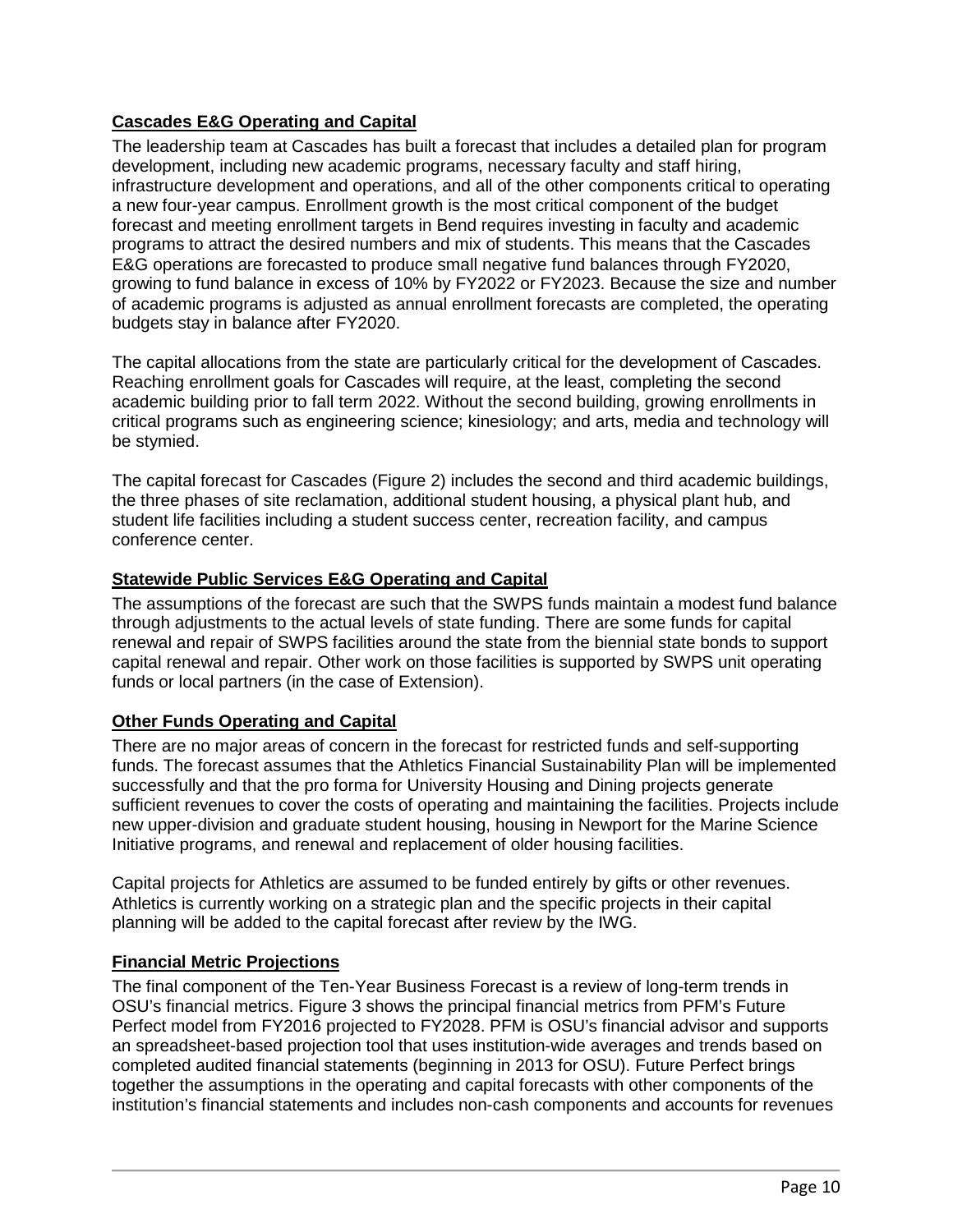## Cascades E&G Operating and Capital

The leadership team at Cascades has built a forecast that includes a detailed plan for program development, including new academic programs, necessary faculty and staff hiring, infrastructure development and operations, and all of the other components critical to operating a new four-year campus. Enrollment growth is the most critical component of the budget forecast and meeting enrollment targets in Bend requires investing in faculty and academic programs to attract the desired numbers and mix of students. This means that the Cascades E&G operations are forecasted to produce small negative fund balances through FY2020, growing to fund balance in excess of 10% by FY2022 or FY2023. Because the size and number of academic programs is adjusted as annual enrollment forecasts are completed, the operating budgets stay in balance after FY2020.

The capital allocations from the state are particularly critical for the development of Cascades. Reaching enrollment goals for Cascades will require, at the least, completing the second academic building prior to fall term 2022. Without the second building, growing enrollments in critical programs such as engineering science; kinesiology; and arts, media and technology will be stymied.

The capital forecast for Cascades (Figure 2) includes the second and third academic buildings, the three phases of site reclamation, additional student housing, a physical plant hub, and student life facilities including a student success center, recreation facility, and campus conference center.

## Statewide Public Services E&G Operating and Capital

The assumptions of the forecast are such that the SWPS funds maintain a modest fund balance through adjustments to the actual levels of state funding. There are some funds for capital renewal and repair of SWPS facilities around the state from the biennial state bonds to support capital renewal and repair. Other work on those facilities is supported by SWPS unit operating funds or local partners (in the case of Extension).

## Other Funds Operating and Capital

There are no major areas of concern in the forecast for restricted funds and self-supporting funds. The forecast assumes that the Athletics Financial Sustainability Plan will be implemented successfully and that the pro forma for University Housing and Dining projects generate sufficient revenues to cover the costs of operating and maintaining the facilities. Projects include new upper-division and graduate student housing, housing in Newport for the Marine Science Initiative programs, and renewal and replacement of older housing facilities.

Capital projects for Athletics are assumed to be funded entirely by gifts or other revenues. Athletics is currently working on a strategic plan and the specific projects in their capital planning will be added to the capital forecast after review by the IWG.

## Financial Metric Projections

The final component of the Ten-Year Business Forecast is a review of long-term trends in OSU's financial metrics. Figure 3 shows the principal financial metrics from PFM's Future Perfect model from FY2016 projected to FY2028. PFM is OSU's financial advisor and supports an spreadsheet-based projection tool that uses institution-wide averages and trends based on completed audited financial statements (beginning in 2013 for OSU). Future Perfect brings together the assumptions in the operating and capital forecasts with other components of the institution's financial statements and includes non-cash components and accounts for revenues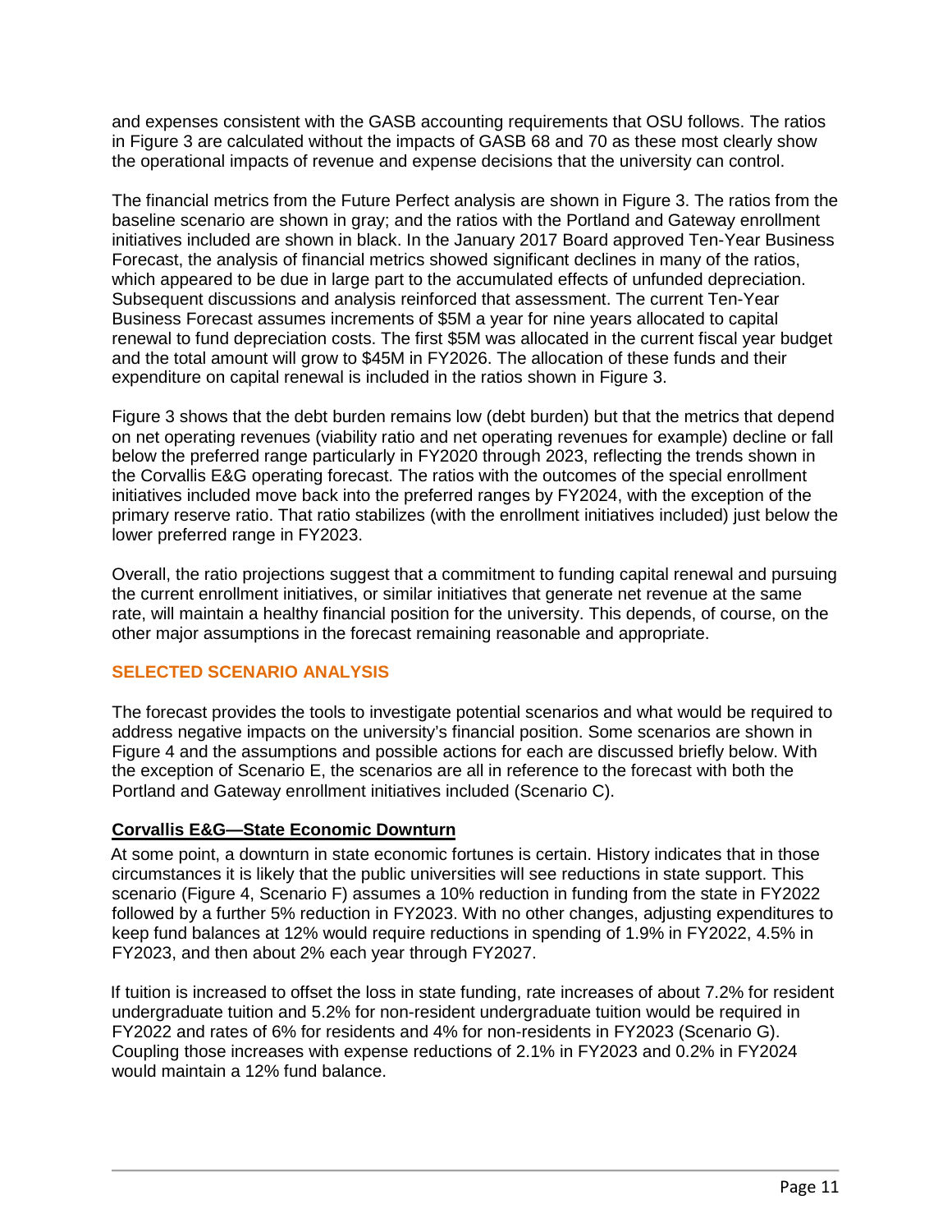and expenses consistent with the GASB accounting requirements that OSU follows. The ratios in Figure 3 are calculated without the impacts of GASB 68 and 70 as these most clearly show the operational impacts of revenue and expense decisions that the university can control.

The financial metrics from the Future Perfect analysis are shown in Figure 3. The ratios from the baseline scenario are shown in gray; and the ratios with the Portland and Gateway enrollment initiatives included are shown in black. In the January 2017 Board approved Ten-Year Business Forecast, the analysis of financial metrics showed significant declines in many of the ratios, which appeared to be due in large part to the accumulated effects of unfunded depreciation. Subsequent discussions and analysis reinforced that assessment. The current Ten-Year Business Forecast assumes increments of $5M a year for nine years allocated to capital renewal to fund depreciation costs. The first $5M was allocated in the current fiscal year budget and the total amount will grow to $45M in FY2026. The allocation of these funds and their expenditure on capital renewal is included in the ratios shown in Figure 3.

Figure 3 shows that the debt burden remains low (debt burden) but that the metrics that depend on net operating revenues (viability ratio and net operating revenues for example) decline or fall below the preferred range particularly in FY2020 through 2023, reflecting the trends shown in the Corvallis E&G operating forecast. The ratios with the outcomes of the special enrollment initiatives included move back into the preferred ranges by FY2024, with the exception of the primary reserve ratio. That ratio stabilizes (with the enrollment initiatives included) just below the lower preferred range in FY2023.

Overall, the ratio projections suggest that a commitment to funding capital renewal and pursuing the current enrollment initiatives, or similar initiatives that generate net revenue at the same rate, will maintain a healthy financial position for the university. This depends, of course, on the other major assumptions in the forecast remaining reasonable and appropriate.

## SELECTED SCENARIO ANALYSIS

The forecast provides the tools to investigate potential scenarios and what would be required to address negative impacts on the university's financial position. Some scenarios are shown in Figure 4 and the assumptions and possible actions for each are discussed briefly below. With the exception of Scenario E, the scenarios are all in reference to the forecast with both the Portland and Gateway enrollment initiatives included (Scenario C).

### Corvallis E&G—State Economic Downturn

At some point, a downturn in state economic fortunes is certain. History indicates that in those circumstances it is likely that the public universities will see reductions in state support. This scenario (Figure 4, Scenario F) assumes a 10% reduction in funding from the state in FY2022 followed by a further 5% reduction in FY2023. With no other changes, adjusting expenditures to keep fund balances at 12% would require reductions in spending of 1.9% in FY2022, 4.5% in FY2023, and then about 2% each year through FY2027.

If tuition is increased to offset the loss in state funding, rate increases of about 7.2% for resident undergraduate tuition and 5.2% for non-resident undergraduate tuition would be required in FY2022 and rates of 6% for residents and 4% for non-residents in FY2023 (Scenario G). Coupling those increases with expense reductions of 2.1% in FY2023 and 0.2% in FY2024 would maintain a 12% fund balance.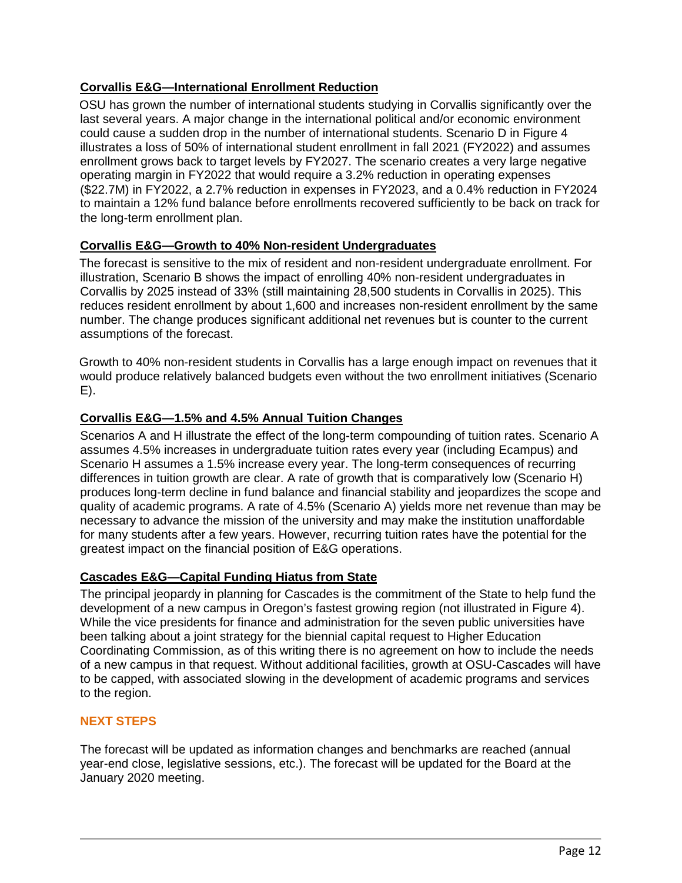**Corvallis E&G—International Enrollment Reduction**

OSU has grown the number of international students studying in Corvallis significantly over the last several years. A major change in the international political and/or economic environment could cause a sudden drop in the number of international students. Scenario D in Figure 4 illustrates a loss of 50% of international student enrollment in fall 2021 (FY2022) and assumes enrollment grows back to target levels by FY2027. The scenario creates a very large negative operating margin in FY2022 that would require a 3.2% reduction in operating expenses ($22.7M) in FY2022, a 2.7% reduction in expenses in FY2023, and a 0.4% reduction in FY2024 to maintain a 12% fund balance before enrollments recovered sufficiently to be back on track for the long-term enrollment plan.

**Corvallis E&G—Growth to 40% Non-resident Undergraduates**

The forecast is sensitive to the mix of resident and non-resident undergraduate enrollment. For illustration, Scenario B shows the impact of enrolling 40% non-resident undergraduates in Corvallis by 2025 instead of 33% (still maintaining 28,500 students in Corvallis in 2025). This reduces resident enrollment by about 1,600 and increases non-resident enrollment by the same number. The change produces significant additional net revenues but is counter to the current assumptions of the forecast.

Growth to 40% non-resident students in Corvallis has a large enough impact on revenues that it would produce relatively balanced budgets even without the two enrollment initiatives (Scenario E).

**Corvallis E&G—1.5% and 4.5% Annual Tuition Changes**

Scenarios A and H illustrate the effect of the long-term compounding of tuition rates. Scenario A assumes 4.5% increases in undergraduate tuition rates every year (including Ecampus) and Scenario H assumes a 1.5% increase every year. The long-term consequences of recurring differences in tuition growth are clear. A rate of growth that is comparatively low (Scenario H) produces long-term decline in fund balance and financial stability and jeopardizes the scope and quality of academic programs. A rate of 4.5% (Scenario A) yields more net revenue than may be necessary to advance the mission of the university and may make the institution unaffordable for many students after a few years. However, recurring tuition rates have the potential for the greatest impact on the financial position of E&G operations.

**Cascades E&G—Capital Funding Hiatus from State**

The principal jeopardy in planning for Cascades is the commitment of the State to help fund the development of a new campus in Oregon's fastest growing region (not illustrated in Figure 4). While the vice presidents for finance and administration for the seven public universities have been talking about a joint strategy for the biennial capital request to Higher Education Coordinating Commission, as of this writing there is no agreement on how to include the needs of a new campus in that request. Without additional facilities, growth at OSU-Cascades will have to be capped, with associated slowing in the development of academic programs and services to the region.

## NEXT STEPS

The forecast will be updated as information changes and benchmarks are reached (annual year-end close, legislative sessions, etc.). The forecast will be updated for the Board at the January 2020 meeting.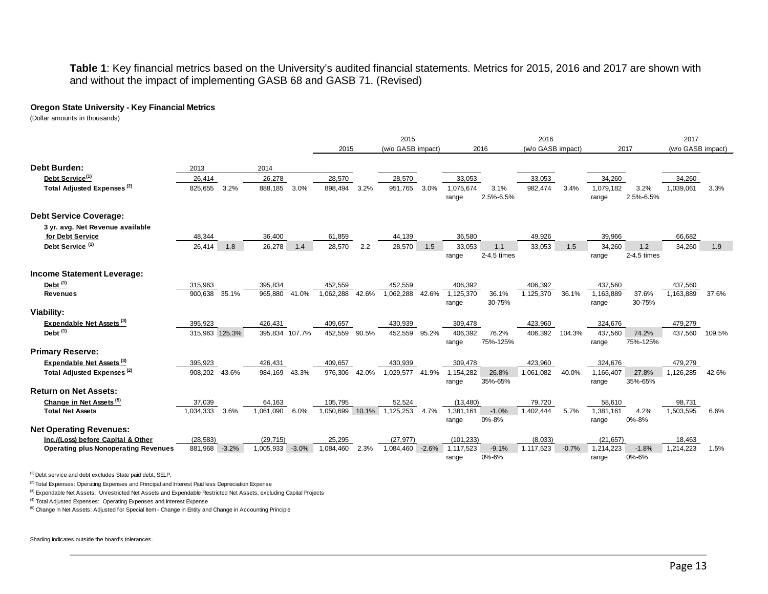**Table 1**: Key financial metrics based on the University's audited financial statements. Metrics for 2015, 2016 and 2017 are shown with and without the impact of implementing GASB 68 and GASB 71. (Revised)

**Oregon State University - Key Financial Metrics**

(Dollar amounts in thousands)

| | 2013 | | 2014 | | 2015 | | 2015 (w/o GASB impact) | | 2016 | | 2016 (w/o GASB impact) | | 2017 | | 2017 (w/o GASB impact) | |
|---|---|---|---|---|---|---|---|---|---|---|---|---|---|---|---|---|
| **Debt Burden:** | | | | | | | | | | | | | | | | |
| **Debt Service[1]** | 26,414 | | 26,278 | | 28,570 | | 28,570 | | 33,053 | | 33,053 | | 34,260 | | 34,260 | |
| **Total Adjusted Expenses[2]** | 825,655 | 3.2% | 888,185 | 3.0% | 898,494 | 3.2% | 951,765 | 3.0% | 1,075,674 | 3.1% | 982,474 | 3.4% | 1,079,182 | 3.2% | 1,039,061 | 3.3% |
| | | | | | | | | | range | 2.5%-6.5% | | | range | 2.5%-6.5% | | |
| **Debt Service Coverage:** | | | | | | | | | | | | | | | | |
| **3 yr. avg. Net Revenue available for Debt Service** | 48,344 | | 36,400 | | 61,859 | | 44,139 | | 36,580 | | 49,926 | | 39,966 | | 66,682 | |
| **Debt Service[1]** | 26,414 | 1.8 | 26,278 | 1.4 | 28,570 | 2.2 | 28,570 | 1.5 | 33,053 | 1.1 | 33,053 | 1.5 | 34,260 | 1.2 | 34,260 | 1.9 |
| | | | | | | | | | range | 2-4.5 times | | | range | 2-4.5 times | | |
| **Income Statement Leverage:** | | | | | | | | | | | | | | | | |
| **Debt[1]** | 315,963 | | 395,834 | | 452,559 | | 452,559 | | 406,392 | | 406,392 | | 437,560 | | 437,560 | |
| **Revenues** | 900,638 | 35.1% | 965,880 | 41.0% | 1,062,288 | 42.6% | 1,062,288 | 42.6% | 1,125,370 | 36.1% | 1,125,370 | 36.1% | 1,163,889 | 37.6% | 1,163,889 | 37.6% |
| | | | | | | | | | range | 30-75% | | | range | 30-75% | | |
| **Viability:** | | | | | | | | | | | | | | | | |
| **Expendable Net Assets[3]** | 395,923 | | 426,431 | | 409,657 | | 430,939 | | 309,478 | | 423,960 | | 324,676 | | 479,279 | |
| **Debt[1]** | 315,963 | 125.3% | 395,834 | 107.7% | 452,559 | 90.5% | 452,559 | 95.2% | 406,392 | 76.2% | 406,392 | 104.3% | 437,560 | 74.2% | 437,560 | 109.5% |
| | | | | | | | | | range | 75%-125% | | | range | 75%-125% | | |
| **Primary Reserve:** | | | | | | | | | | | | | | | | |
| **Expendable Net Assets[3]** | 395,923 | | 426,431 | | 409,657 | | 430,939 | | 309,478 | | 423,960 | | 324,676 | | 479,279 | |
| **Total Adjusted Expenses[2]** | 908,202 | 43.6% | 984,169 | 43.3% | 976,306 | 42.0% | 1,029,577 | 41.9% | 1,154,282 | 26.8% | 1,061,082 | 40.0% | 1,166,407 | 27.8% | 1,126,285 | 42.6% |
| | | | | | | | | | range | 35%-65% | | | range | 35%-65% | | |
| **Return on Net Assets:** | | | | | | | | | | | | | | | | |
| **Change in Net Assets[5]** | 37,039 | | 64,163 | | 105,795 | | 52,524 | | (13,480) | | 79,720 | | 58,610 | | 98,731 | |
| **Total Net Assets** | 1,034,333 | 3.6% | 1,061,090 | 6.0% | 1,050,699 | 10.1% | 1,125,253 | 4.7% | 1,381,161 | -1.0% | 1,402,444 | 5.7% | 1,381,161 | 4.2% | 1,503,595 | 6.6% |
| | | | | | | | | | range | 0%-8% | | | range | 0%-8% | | |
| **Net Operating Revenues:** | | | | | | | | | | | | | | | | |
| **Inc./(Loss) before Capital & Other** | (28,583) | | (29,715) | | 25,295 | | (27,977) | | (101,233) | | (8,033) | | (21,657) | | 18,463 | |
| **Operating plus Nonoperating Revenues** | 881,968 | -3.2% | 1,005,933 | -3.0% | 1,084,460 | 2.3% | 1,084,460 | -2.6% | 1,117,523 | -9.1% | 1,117,523 | -0.7% | 1,214,223 | -1.8% | 1,214,223 | 1.5% |
| | | | | | | | | | range | 0%-6% | | | range | 0%-6% | | |

[1] Debt service and debt excludes State paid debt, SELP.

[2] Total Expenses: Operating Expenses and Principal and Interest Paid less Depreciation Expense

[3] Expendable Net Assets: Unrestricted Net Assets and Expendable Restricted Net Assets, excluding Capital Projects

[4] Total Adjusted Expenses: Operating Expenses and Interest Expense

[5] Change in Net Assets: Adjusted for Special Item - Change in Entity and Change in Accounting Principle

Shading indicates outside the board's tolerances.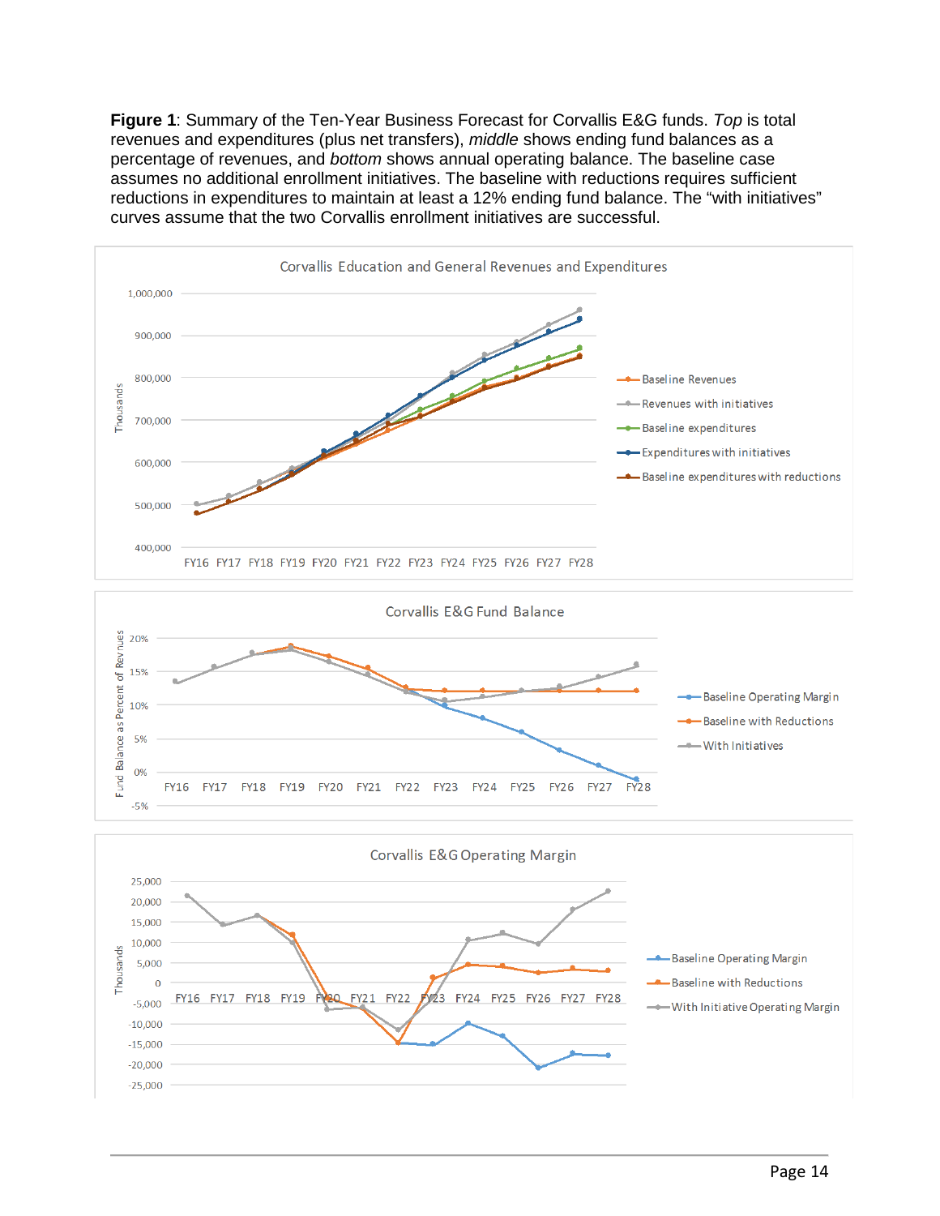**Figure 1**: Summary of the Ten-Year Business Forecast for Corvallis E&G funds. *Top* is total revenues and expenditures (plus net transfers), *middle* shows ending fund balances as a percentage of revenues, and *bottom* shows annual operating balance. The baseline case assumes no additional enrollment initiatives. The baseline with reductions requires sufficient reductions in expenditures to maintain at least a 12% ending fund balance. The "with initiatives" curves assume that the two Corvallis enrollment initiatives are successful.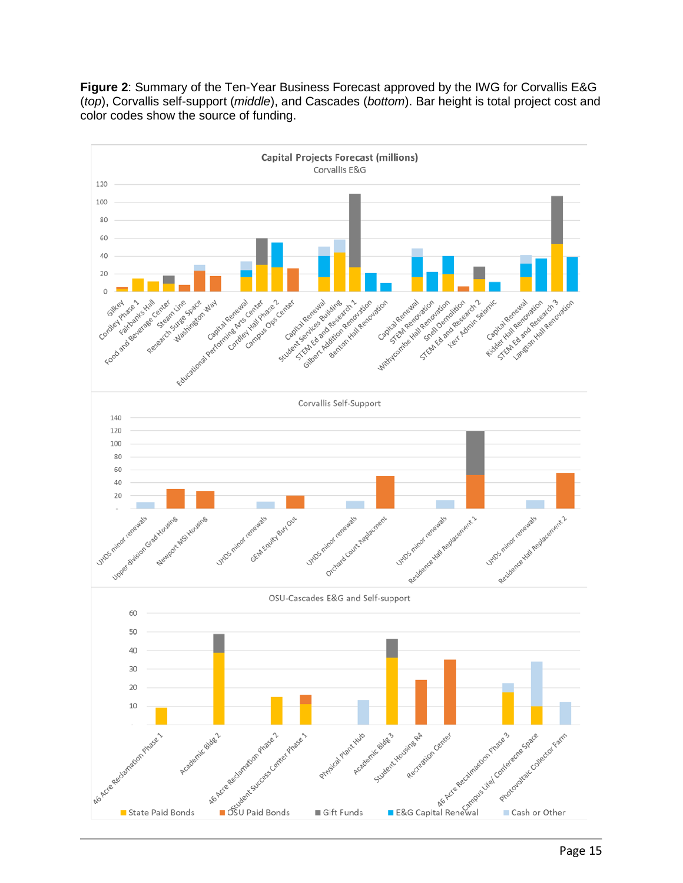**Figure 2**: Summary of the Ten-Year Business Forecast approved by the IWG for Corvallis E&G (*top*), Corvallis self-support (*middle*), and Cascades (*bottom*). Bar height is total project cost and color codes show the source of funding.

**Capital Projects Forecast (millions)**

Corvallis E&G

Gilkey, Cordley Phase 1, Fairbanks Hall, Food and Beverage Center, Steam Line, Research Surge Space, Washington Way, Capital Renewal, Educational Performing Arts Center, Cordley Hall Phase 2, Campus Ops Center, Capital Renewal, Student Services Building, STEM Ed and Research 1, Gilbert Addition Renovation, Benton Hall Renovation, Capital Renewal, STEM Renovation, Withycombe Hall Renovation, Snell Demolition, STEM Ed and Research 2, Kerr Admin Seismic, Capital Renewal, Kidder Hall Renovation, STEM Ed and Research 3, Langton Hall Renovation

Corvallis Self-Support

UHDS minor renewals, Upper division Grad Housing, Newport MSI Housing, UHDS minor renewals, GEM Equity Buy Out, UHDS minor renewals, Orchard Court Replacment, UHDS minor renewals, Residence Hall Replacement 1, UHDS minor renewals, Residence Hall Replacement 2

OSU-Cascades E&G and Self-support

46 Acre Reclamation Phase 1, Academic Bldg 2, 46 Acre Reclamation Phase 2, Student Success Center Phase 1, Physical Plant Hub, Academic Bldg 3, Student Housing R4, Recreation Center, 46 Acre Reclamastion Phase 3, Campus Life/ Confereсne Space, Photovoltaic Collector Farm

State Paid Bonds | OSU Paid Bonds | Gift Funds | E&G Capital Renewal | Cash or Other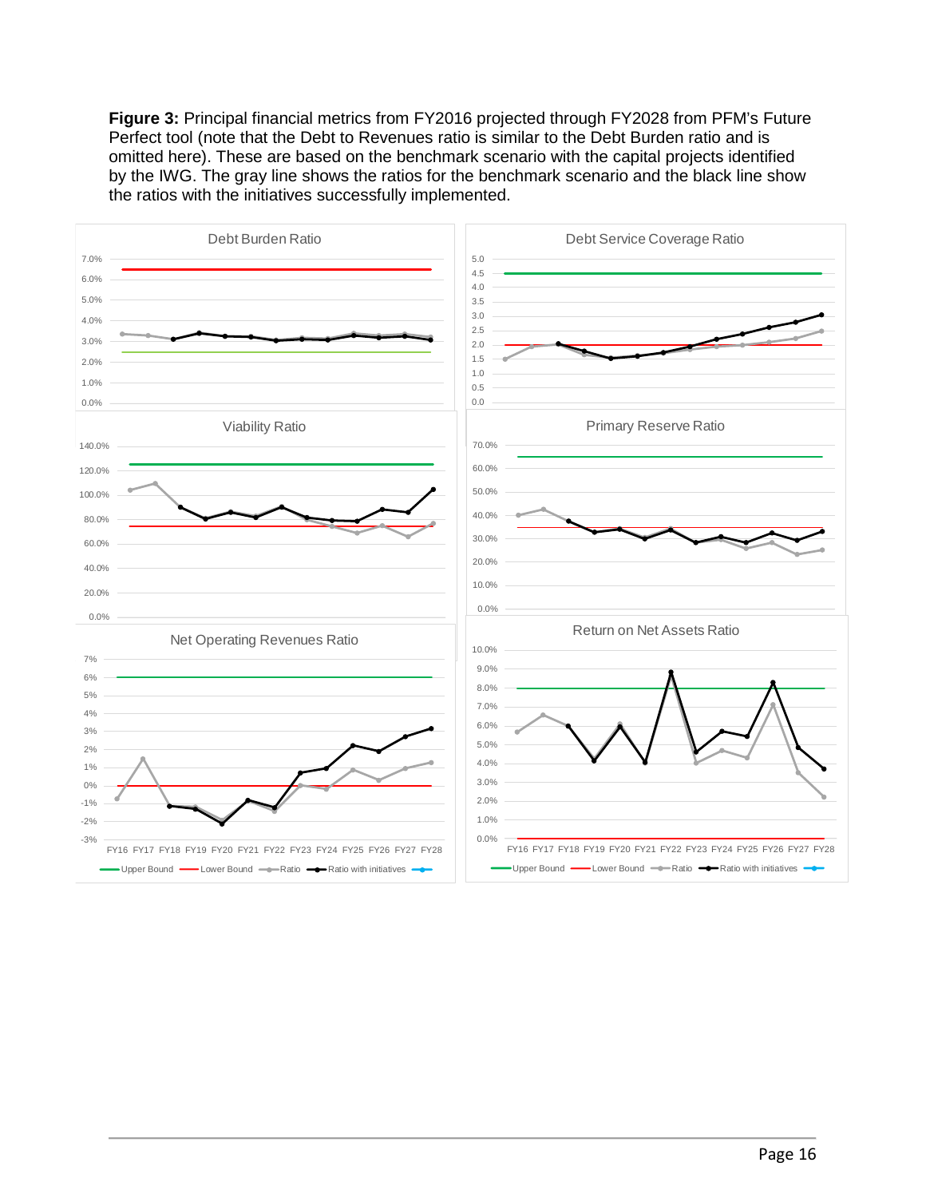**Figure 3:** Principal financial metrics from FY2016 projected through FY2028 from PFM's Future Perfect tool (note that the Debt to Revenues ratio is similar to the Debt Burden ratio and is omitted here). These are based on the benchmark scenario with the capital projects identified by the IWG. The gray line shows the ratios for the benchmark scenario and the black line show the ratios with the initiatives successfully implemented.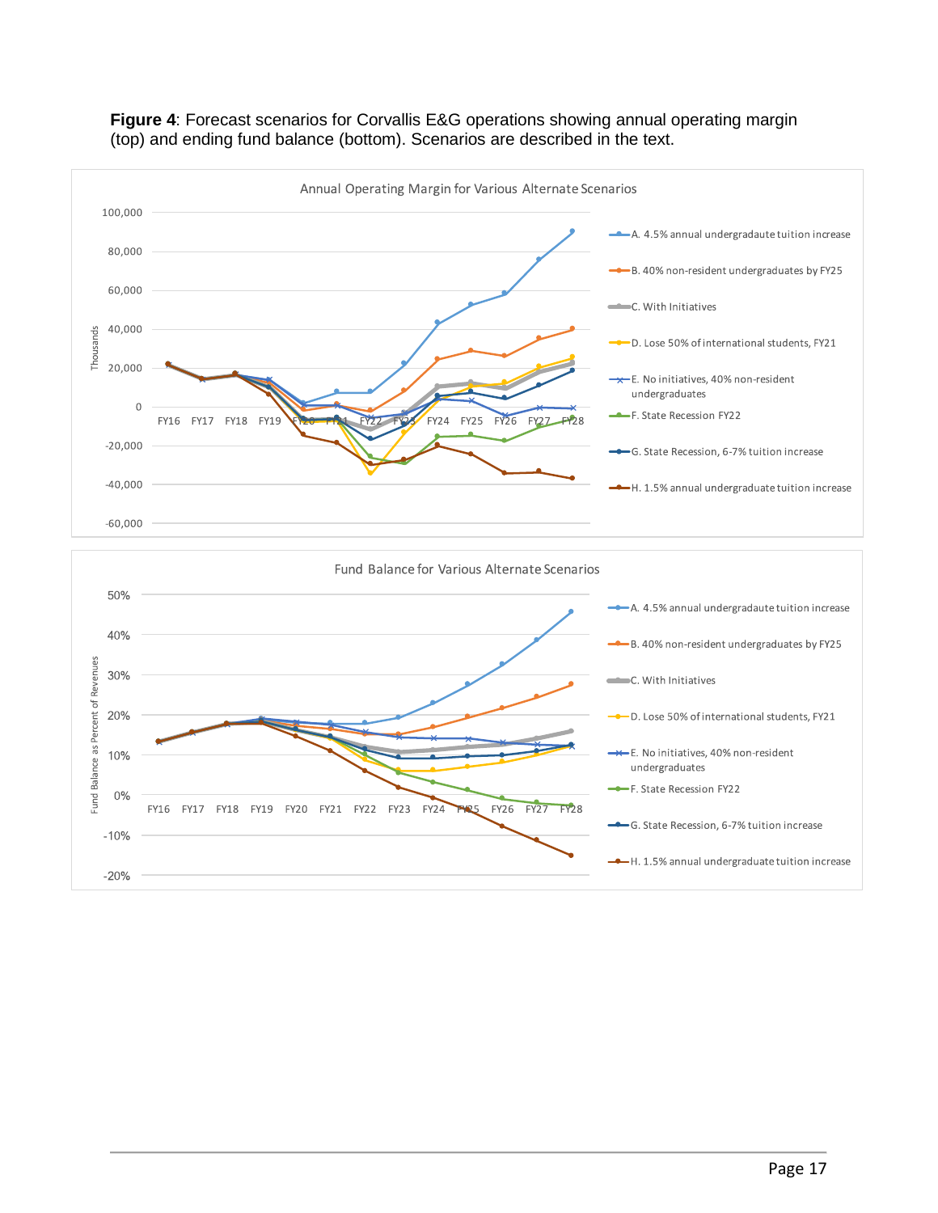**Figure 4**: Forecast scenarios for Corvallis E&G operations showing annual operating margin (top) and ending fund balance (bottom). Scenarios are described in the text.

Annual Operating Margin for Various Alternate Scenarios

Thousands

100,000
80,000
60,000
40,000
20,000
0
-20,000
-40,000
-60,000

FY16 FY17 FY18 FY19 FY20 FY21 FY22 FY23 FY24 FY25 FY26 FY27 FY28

A. 4.5% annual undergradaute tuition increase
B. 40% non-resident undergraduates by FY25
C. With Initiatives
D. Lose 50% of international students, FY21
E. No initiatives, 40% non-resident undergraduates
F. State Recession FY22
G. State Recession, 6-7% tuition increase
H. 1.5% annual undergraduate tuition increase

Fund Balance for Various Alternate Scenarios

Fund Balance as Percent of Revenues

50%
40%
30%
20%
10%
0%
-10%
-20%

FY16 FY17 FY18 FY19 FY20 FY21 FY22 FY23 FY24 FY25 FY26 FY27 FY28

A. 4.5% annual undergradaute tuition increase
B. 40% non-resident undergraduates by FY25
C. With Initiatives
D. Lose 50% of international students, FY21
E. No initiatives, 40% non-resident undergraduates
F. State Recession FY22
G. State Recession, 6-7% tuition increase
H. 1.5% annual undergraduate tuition increase